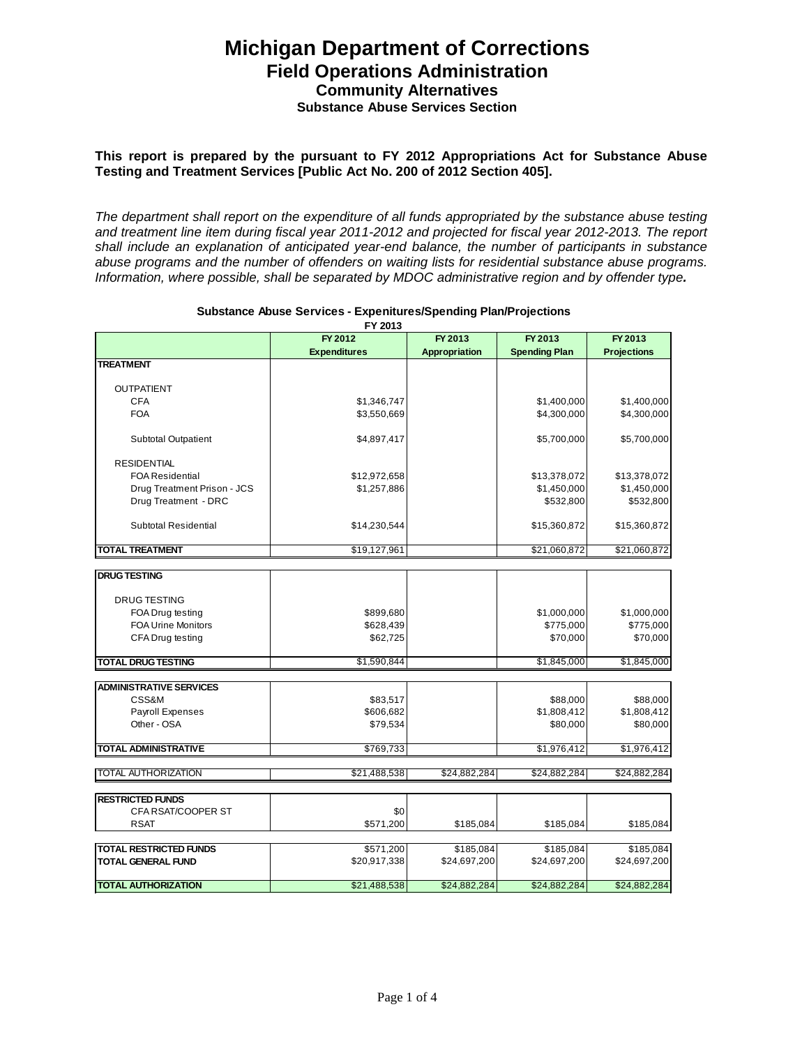# Michigan Department of Corrections

## Field Operations Administration

### Community Alternatives

#### Substance Abuse Services Section

**This report is prepared by the pursuant to FY 2012 Appropriations Act for Substance Abuse Testing and Treatment Services [Public Act No. 200 of 2012 Section 405].**

*The department shall report on the expenditure of all funds appropriated by the substance abuse testing and treatment line item during fiscal year 2011-2012 and projected for fiscal year 2012-2013. The report shall include an explanation of anticipated year-end balance, the number of participants in substance abuse programs and the number of offenders on waiting lists for residential substance abuse programs. Information, where possible, shall be separated by MDOC administrative region and by offender type.*

**Substance Abuse Services - Expenitures/Spending Plan/Projections**
**FY 2013**

| | FY 2012 Expenditures | FY 2013 Appropriation | FY 2013 Spending Plan | FY 2013 Projections |
|---|---|---|---|---|
| **TREATMENT** | | | | |
| OUTPATIENT | | | | |
| CFA | $1,346,747 | | $1,400,000 | $1,400,000 |
| FOA | $3,550,669 | | $4,300,000 | $4,300,000 |
| Subtotal Outpatient | $4,897,417 | | $5,700,000 | $5,700,000 |
| RESIDENTIAL | | | | |
| FOA Residential | $12,972,658 | | $13,378,072 | $13,378,072 |
| Drug Treatment Prison - JCS | $1,257,886 | | $1,450,000 | $1,450,000 |
| Drug Treatment - DRC | | | $532,800 | $532,800 |
| Subtotal Residential | $14,230,544 | | $15,360,872 | $15,360,872 |
| **TOTAL TREATMENT** | $19,127,961 | | $21,060,872 | $21,060,872 |
| **DRUG TESTING** | | | | |
| DRUG TESTING | | | | |
| FOA Drug testing | $899,680 | | $1,000,000 | $1,000,000 |
| FOA Urine Monitors | $628,439 | | $775,000 | $775,000 |
| CFA Drug testing | $62,725 | | $70,000 | $70,000 |
| **TOTAL DRUG TESTING** | $1,590,844 | | $1,845,000 | $1,845,000 |
| **ADMINISTRATIVE SERVICES** | | | | |
| CSS&M | $83,517 | | $88,000 | $88,000 |
| Payroll Expenses | $606,682 | | $1,808,412 | $1,808,412 |
| Other - OSA | $79,534 | | $80,000 | $80,000 |
| **TOTAL ADMINISTRATIVE** | $769,733 | | $1,976,412 | $1,976,412 |
| TOTAL AUTHORIZATION | $21,488,538 | $24,882,284 | $24,882,284 | $24,882,284 |
| **RESTRICTED FUNDS** | | | | |
| CFA RSAT/COOPER ST | $0 | | | |
| RSAT | $571,200 | $185,084 | $185,084 | $185,084 |
| **TOTAL RESTRICTED FUNDS** | $571,200 | $185,084 | $185,084 | $185,084 |
| **TOTAL GENERAL FUND** | $20,917,338 | $24,697,200 | $24,697,200 | $24,697,200 |
| **TOTAL AUTHORIZATION** | $21,488,538 | $24,882,284 | $24,882,284 | $24,882,284 |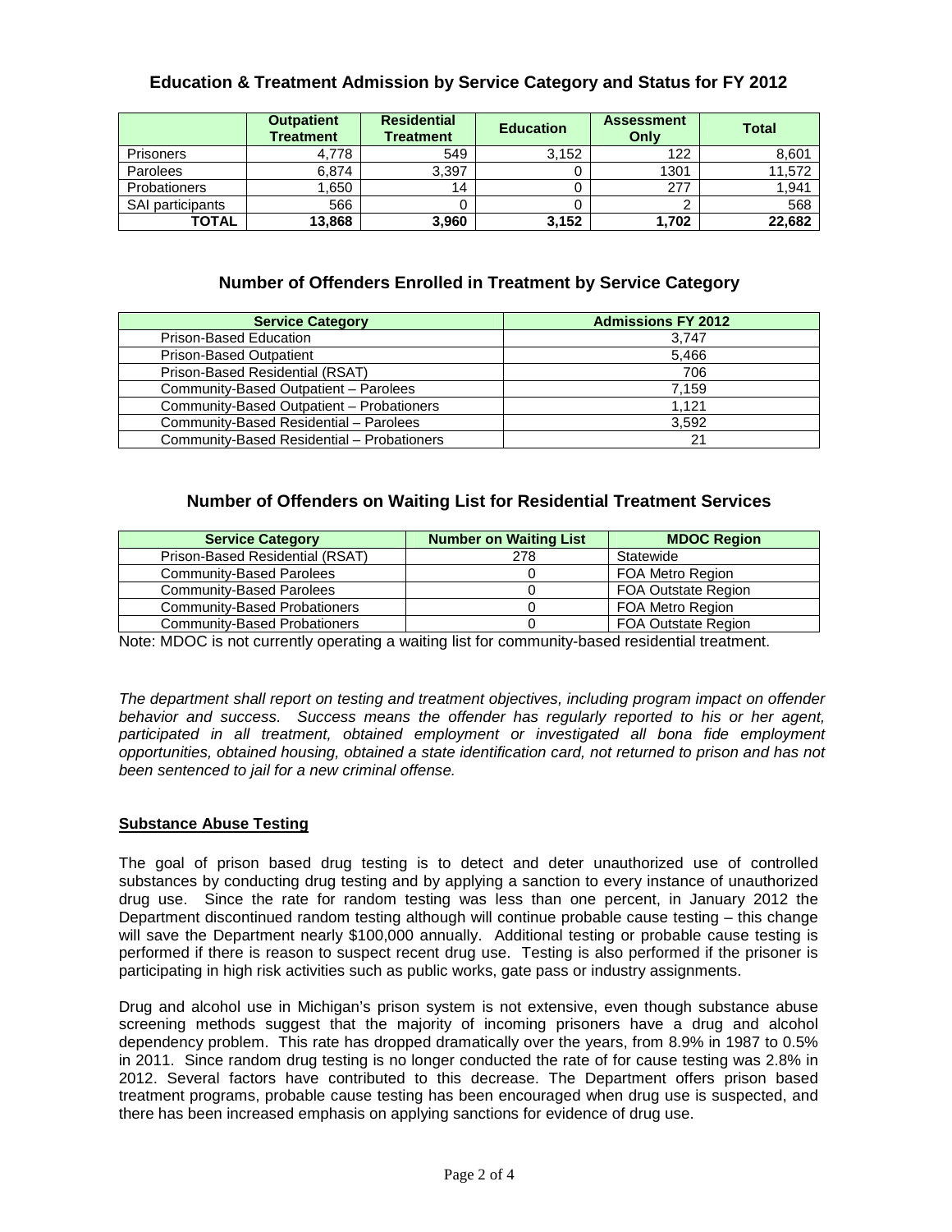### Education & Treatment Admission by Service Category and Status for FY 2012

| | Outpatient Treatment | Residential Treatment | Education | Assessment Only | Total |
|---|---|---|---|---|---|
| Prisoners | 4,778 | 549 | 3,152 | 122 | 8,601 |
| Parolees | 6,874 | 3,397 | 0 | 1301 | 11,572 |
| Probationers | 1,650 | 14 | 0 | 277 | 1,941 |
| SAI participants | 566 | 0 | 0 | 2 | 568 |
| **TOTAL** | **13,868** | **3,960** | **3,152** | **1,702** | **22,682** |

### Number of Offenders Enrolled in Treatment by Service Category

| Service Category | Admissions FY 2012 |
|---|---|
| Prison-Based Education | 3,747 |
| Prison-Based Outpatient | 5,466 |
| Prison-Based Residential (RSAT) | 706 |
| Community-Based Outpatient – Parolees | 7,159 |
| Community-Based Outpatient – Probationers | 1,121 |
| Community-Based Residential – Parolees | 3,592 |
| Community-Based Residential – Probationers | 21 |

### Number of Offenders on Waiting List for Residential Treatment Services

| Service Category | Number on Waiting List | MDOC Region |
|---|---|---|
| Prison-Based Residential (RSAT) | 278 | Statewide |
| Community-Based Parolees | 0 | FOA Metro Region |
| Community-Based Parolees | 0 | FOA Outstate Region |
| Community-Based Probationers | 0 | FOA Metro Region |
| Community-Based Probationers | 0 | FOA Outstate Region |

Note: MDOC is not currently operating a waiting list for community-based residential treatment.

*The department shall report on testing and treatment objectives, including program impact on offender behavior and success. Success means the offender has regularly reported to his or her agent, participated in all treatment, obtained employment or investigated all bona fide employment opportunities, obtained housing, obtained a state identification card, not returned to prison and has not been sentenced to jail for a new criminal offense.*

**Substance Abuse Testing**

The goal of prison based drug testing is to detect and deter unauthorized use of controlled substances by conducting drug testing and by applying a sanction to every instance of unauthorized drug use. Since the rate for random testing was less than one percent, in January 2012 the Department discontinued random testing although will continue probable cause testing – this change will save the Department nearly $100,000 annually. Additional testing or probable cause testing is performed if there is reason to suspect recent drug use. Testing is also performed if the prisoner is participating in high risk activities such as public works, gate pass or industry assignments.

Drug and alcohol use in Michigan's prison system is not extensive, even though substance abuse screening methods suggest that the majority of incoming prisoners have a drug and alcohol dependency problem. This rate has dropped dramatically over the years, from 8.9% in 1987 to 0.5% in 2011. Since random drug testing is no longer conducted the rate of for cause testing was 2.8% in 2012. Several factors have contributed to this decrease. The Department offers prison based treatment programs, probable cause testing has been encouraged when drug use is suspected, and there has been increased emphasis on applying sanctions for evidence of drug use.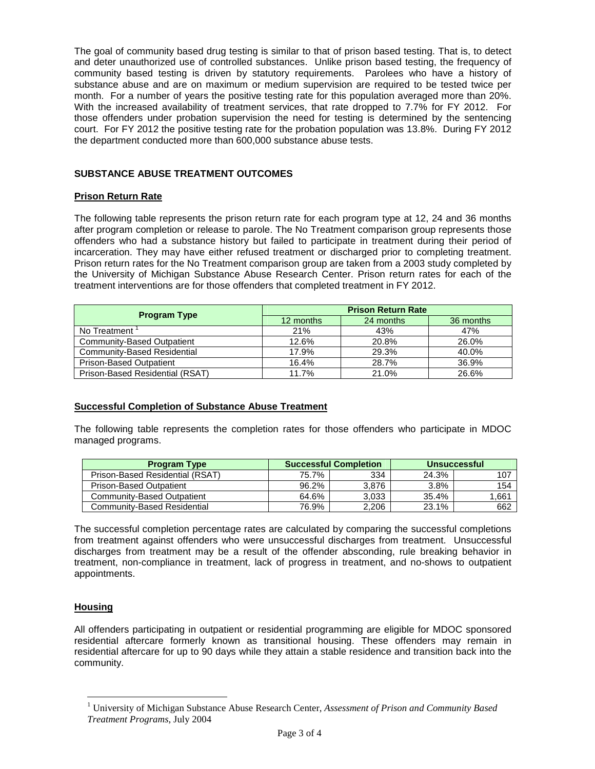The goal of community based drug testing is similar to that of prison based testing. That is, to detect and deter unauthorized use of controlled substances. Unlike prison based testing, the frequency of community based testing is driven by statutory requirements. Parolees who have a history of substance abuse and are on maximum or medium supervision are required to be tested twice per month. For a number of years the positive testing rate for this population averaged more than 20%. With the increased availability of treatment services, that rate dropped to 7.7% for FY 2012. For those offenders under probation supervision the need for testing is determined by the sentencing court. For FY 2012 the positive testing rate for the probation population was 13.8%. During FY 2012 the department conducted more than 600,000 substance abuse tests.

## SUBSTANCE ABUSE TREATMENT OUTCOMES

### Prison Return Rate

The following table represents the prison return rate for each program type at 12, 24 and 36 months after program completion or release to parole. The No Treatment comparison group represents those offenders who had a substance history but failed to participate in treatment during their period of incarceration. They may have either refused treatment or discharged prior to completing treatment. Prison return rates for the No Treatment comparison group are taken from a 2003 study completed by the University of Michigan Substance Abuse Research Center. Prison return rates for each of the treatment interventions are for those offenders that completed treatment in FY 2012.

| Program Type | Prison Return Rate | | |
|---|---|---|---|
| | 12 months | 24 months | 36 months |
| No Treatment [1] | 21% | 43% | 47% |
| Community-Based Outpatient | 12.6% | 20.8% | 26.0% |
| Community-Based Residential | 17.9% | 29.3% | 40.0% |
| Prison-Based Outpatient | 16.4% | 28.7% | 36.9% |
| Prison-Based Residential (RSAT) | 11.7% | 21.0% | 26.6% |

### Successful Completion of Substance Abuse Treatment

The following table represents the completion rates for those offenders who participate in MDOC managed programs.

| Program Type | Successful Completion | | Unsuccessful | |
|---|---|---|---|---|
| Prison-Based Residential (RSAT) | 75.7% | 334 | 24.3% | 107 |
| Prison-Based Outpatient | 96.2% | 3,876 | 3.8% | 154 |
| Community-Based Outpatient | 64.6% | 3,033 | 35.4% | 1,661 |
| Community-Based Residential | 76.9% | 2,206 | 23.1% | 662 |

The successful completion percentage rates are calculated by comparing the successful completions from treatment against offenders who were unsuccessful discharges from treatment. Unsuccessful discharges from treatment may be a result of the offender absconding, rule breaking behavior in treatment, non-compliance in treatment, lack of progress in treatment, and no-shows to outpatient appointments.

### Housing

All offenders participating in outpatient or residential programming are eligible for MDOC sponsored residential aftercare formerly known as transitional housing. These offenders may remain in residential aftercare for up to 90 days while they attain a stable residence and transition back into the community.

---

[1] University of Michigan Substance Abuse Research Center, *Assessment of Prison and Community Based Treatment Programs*, July 2004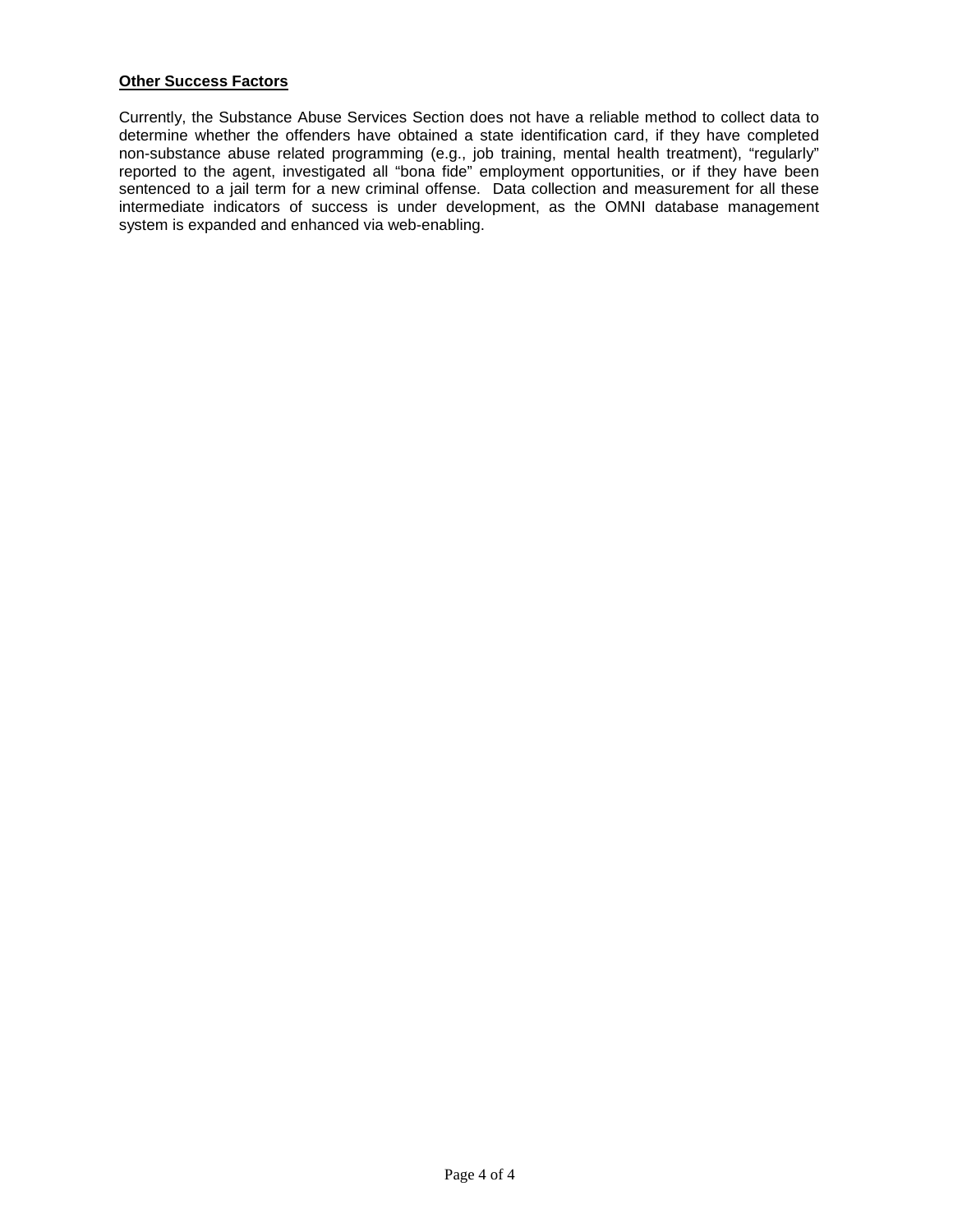**Other Success Factors**

Currently, the Substance Abuse Services Section does not have a reliable method to collect data to determine whether the offenders have obtained a state identification card, if they have completed non-substance abuse related programming (e.g., job training, mental health treatment), "regularly" reported to the agent, investigated all "bona fide" employment opportunities, or if they have been sentenced to a jail term for a new criminal offense. Data collection and measurement for all these intermediate indicators of success is under development, as the OMNI database management system is expanded and enhanced via web-enabling.